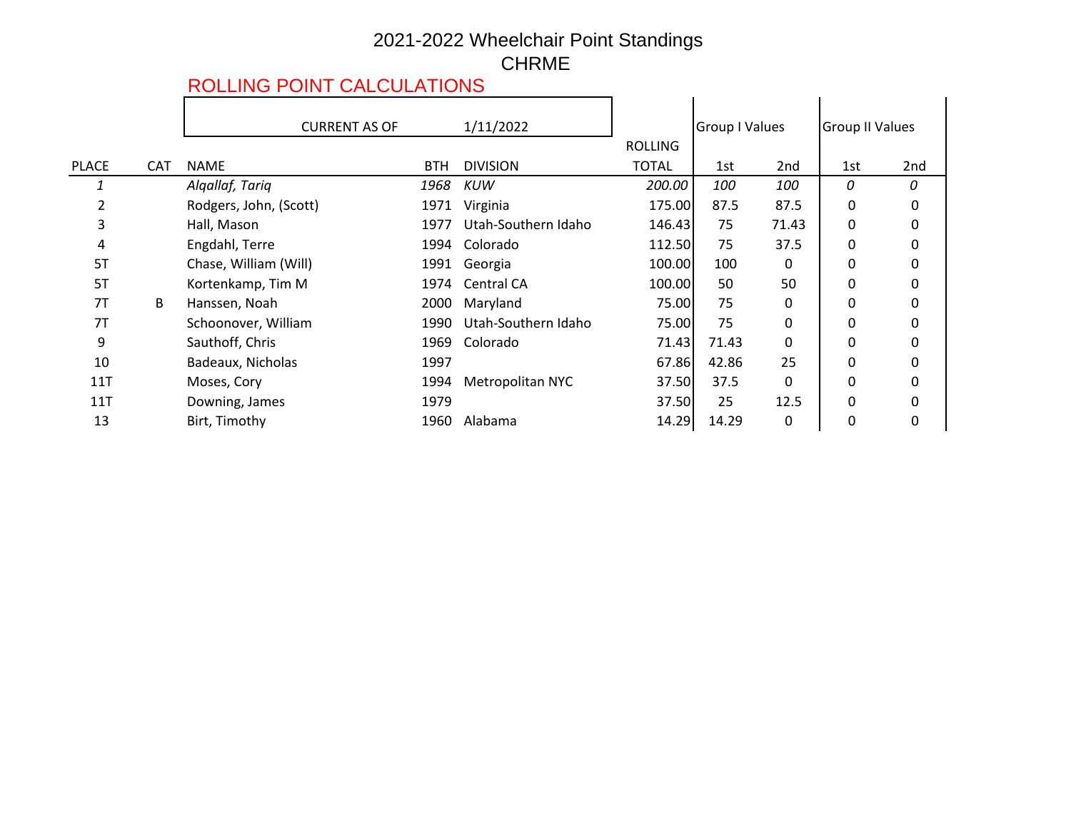# 2021-2022 Wheelchair Point Standings

## CHRME

ROLLING POINT CALCULATIONS

CURRENT AS OF 1/11/2022

| PLACE | CAT | NAME | BTH | DIVISION | ROLLING TOTAL | Group I Values 1st | Group I Values 2nd | Group II Values 1st | Group II Values 2nd |
|---|---|---|---|---|---|---|---|---|---|
| *1* | | *Alqallaf, Tariq* | *1968* | *KUW* | *200.00* | *100* | *100* | *0* | *0* |
| 2 | | Rodgers, John, (Scott) | 1971 | Virginia | 175.00 | 87.5 | 87.5 | 0 | 0 |
| 3 | | Hall, Mason | 1977 | Utah-Southern Idaho | 146.43 | 75 | 71.43 | 0 | 0 |
| 4 | | Engdahl, Terre | 1994 | Colorado | 112.50 | 75 | 37.5 | 0 | 0 |
| 5T | | Chase, William (Will) | 1991 | Georgia | 100.00 | 100 | 0 | 0 | 0 |
| 5T | | Kortenkamp, Tim M | 1974 | Central CA | 100.00 | 50 | 50 | 0 | 0 |
| 7T | B | Hanssen, Noah | 2000 | Maryland | 75.00 | 75 | 0 | 0 | 0 |
| 7T | | Schoonover, William | 1990 | Utah-Southern Idaho | 75.00 | 75 | 0 | 0 | 0 |
| 9 | | Sauthoff, Chris | 1969 | Colorado | 71.43 | 71.43 | 0 | 0 | 0 |
| 10 | | Badeaux, Nicholas | 1997 | | 67.86 | 42.86 | 25 | 0 | 0 |
| 11T | | Moses, Cory | 1994 | Metropolitan NYC | 37.50 | 37.5 | 0 | 0 | 0 |
| 11T | | Downing, James | 1979 | | 37.50 | 25 | 12.5 | 0 | 0 |
| 13 | | Birt, Timothy | 1960 | Alabama | 14.29 | 14.29 | 0 | 0 | 0 |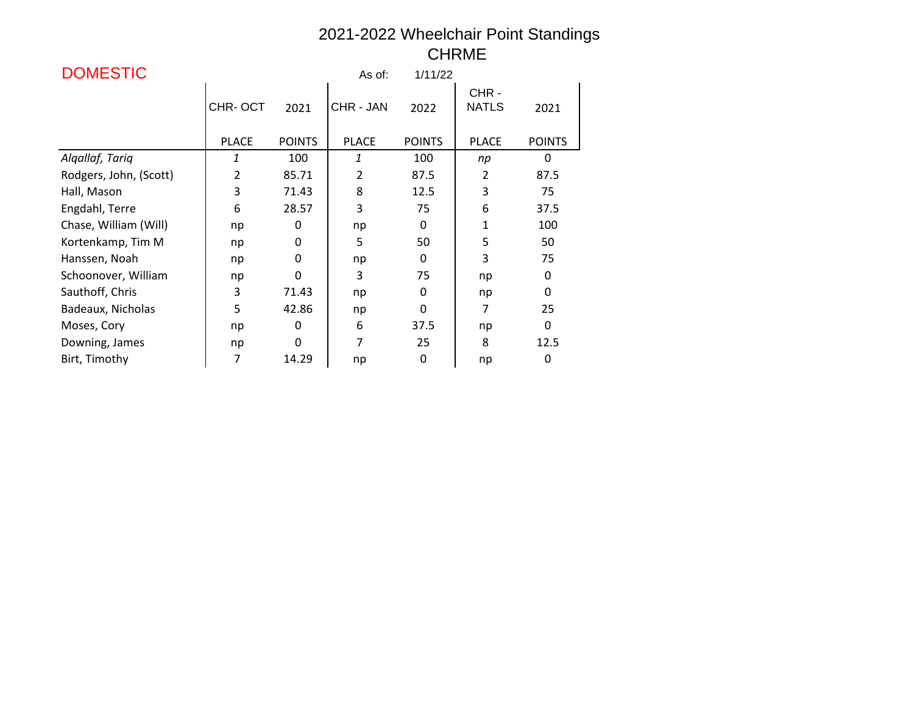# 2021-2022 Wheelchair Point Standings
## CHRME

DOMESTIC

As of: 1/11/22

| | CHR- OCT | 2021 | CHR - JAN | 2022 | CHR - NATLS | 2021 |
|---|---|---|---|---|---|---|
| | PLACE | POINTS | PLACE | POINTS | PLACE | POINTS |
| *Alqallaf, Tariq* | *1* | 100 | *1* | 100 | *np* | 0 |
| Rodgers, John, (Scott) | 2 | 85.71 | 2 | 87.5 | 2 | 87.5 |
| Hall, Mason | 3 | 71.43 | 8 | 12.5 | 3 | 75 |
| Engdahl, Terre | 6 | 28.57 | 3 | 75 | 6 | 37.5 |
| Chase, William (Will) | np | 0 | np | 0 | 1 | 100 |
| Kortenkamp, Tim M | np | 0 | 5 | 50 | 5 | 50 |
| Hanssen, Noah | np | 0 | np | 0 | 3 | 75 |
| Schoonover, William | np | 0 | 3 | 75 | np | 0 |
| Sauthoff, Chris | 3 | 71.43 | np | 0 | np | 0 |
| Badeaux, Nicholas | 5 | 42.86 | np | 0 | 7 | 25 |
| Moses, Cory | np | 0 | 6 | 37.5 | np | 0 |
| Downing, James | np | 0 | 7 | 25 | 8 | 12.5 |
| Birt, Timothy | 7 | 14.29 | np | 0 | np | 0 |